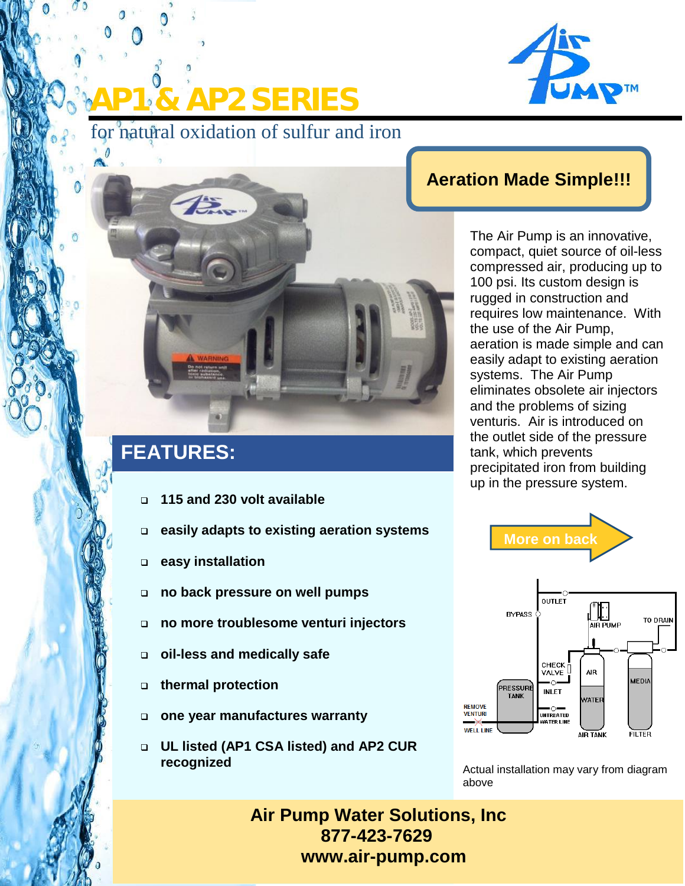# AP1 & AP2 SERIES

for natural oxidation of sulfur and iron

## Aeration Made Simple!!!

The Air Pump is an innovative, compact, quiet source of oil-less compressed air, producing up to 100 psi. Its custom design is rugged in construction and requires low maintenance. With the use of the Air Pump, aeration is made simple and can easily adapt to existing aeration systems. The Air Pump eliminates obsolete air injectors and the problems of sizing venturis. Air is introduced on the outlet side of the pressure tank, which prevents precipitated iron from building up in the pressure system.

## FEATURES:

- **115 and 230 volt available**
- **easily adapts to existing aeration systems**
- **easy installation**
- **no back pressure on well pumps**
- **no more troublesome venturi injectors**
- **oil-less and medically safe**
- **thermal protection**
- **one year manufactures warranty**
- **UL listed (AP1 CSA listed) and AP2 CUR recognized**

More on back

Actual installation may vary from diagram above

**Air Pump Water Solutions, Inc**
**877-423-7629**
**www.air-pump.com**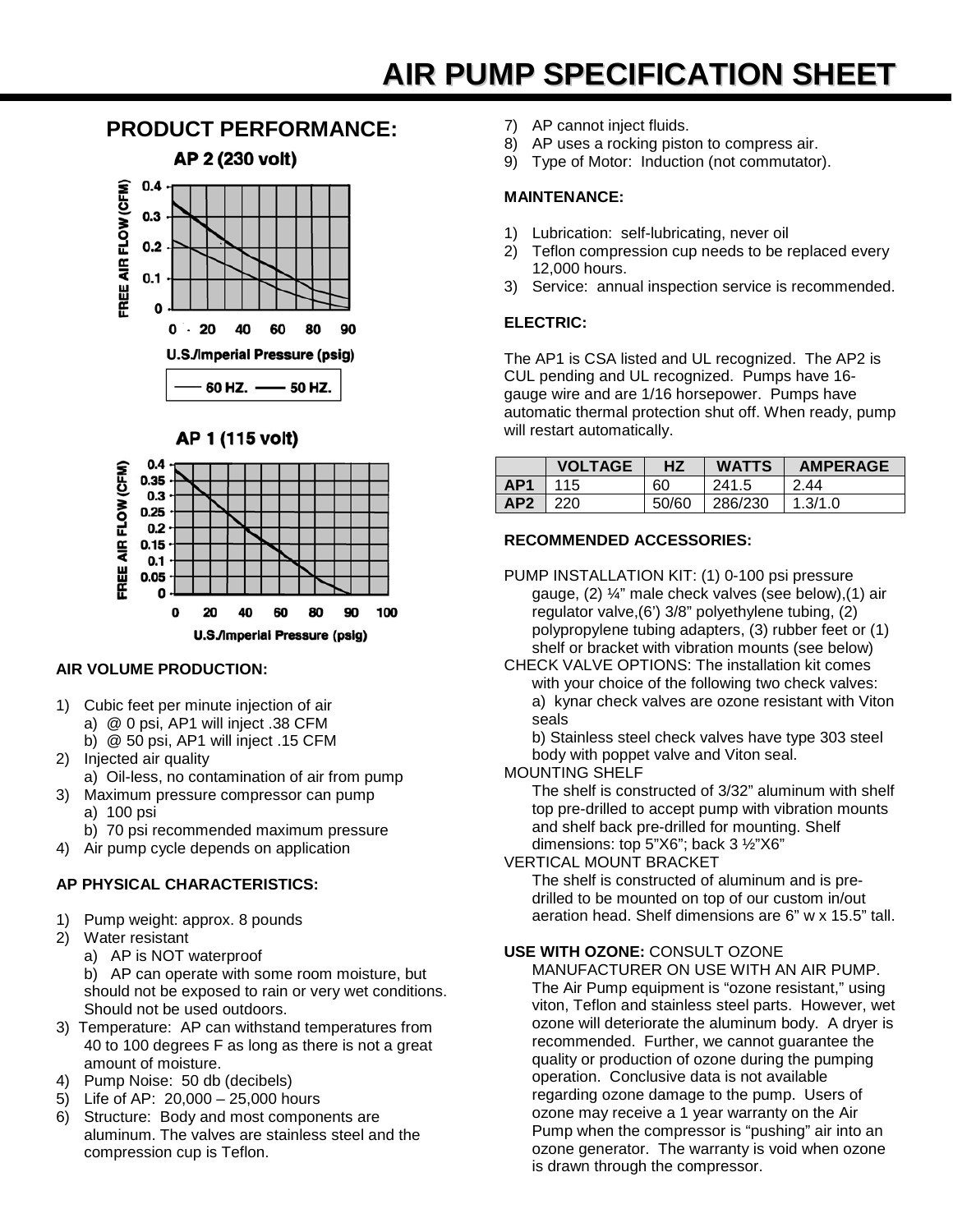# AIR PUMP SPECIFICATION SHEET

## PRODUCT PERFORMANCE:

AP 2 (230 volt)

FREE AIR FLOW (CFM)

0.4
0.3
0.2
0.1
0

0 20 40 60 80 90

U.S./Imperial Pressure (psig)

60 HZ. 50 HZ.

AP 1 (115 volt)

FREE AIR FLOW (CFM)

0.4
0.35
0.3
0.25
0.2
0.15
0.1
0.05
0

0 20 40 60 80 90 100

U.S./Imperial Pressure (psig)

### AIR VOLUME PRODUCTION:

1) Cubic feet per minute injection of air
   a) @ 0 psi, AP1 will inject .38 CFM
   b) @ 50 psi, AP1 will inject .15 CFM
2) Injected air quality
   a) Oil-less, no contamination of air from pump
3) Maximum pressure compressor can pump
   a) 100 psi
   b) 70 psi recommended maximum pressure
4) Air pump cycle depends on application

### AP PHYSICAL CHARACTERISTICS:

1) Pump weight: approx. 8 pounds
2) Water resistant
   a) AP is NOT waterproof
   b) AP can operate with some room moisture, but should not be exposed to rain or very wet conditions. Should not be used outdoors.
3) Temperature: AP can withstand temperatures from 40 to 100 degrees F as long as there is not a great amount of moisture.
4) Pump Noise: 50 db (decibels)
5) Life of AP: 20,000 – 25,000 hours
6) Structure: Body and most components are aluminum. The valves are stainless steel and the compression cup is Teflon.
7) AP cannot inject fluids.
8) AP uses a rocking piston to compress air.
9) Type of Motor: Induction (not commutator).

### MAINTENANCE:

1) Lubrication: self-lubricating, never oil
2) Teflon compression cup needs to be replaced every 12,000 hours.
3) Service: annual inspection service is recommended.

### ELECTRIC:

The AP1 is CSA listed and UL recognized. The AP2 is CUL pending and UL recognized. Pumps have 16-gauge wire and are 1/16 horsepower. Pumps have automatic thermal protection shut off. When ready, pump will restart automatically.

| | VOLTAGE | HZ | WATTS | AMPERAGE |
|---|---|---|---|---|
| **AP1** | 115 | 60 | 241.5 | 2.44 |
| **AP2** | 220 | 50/60 | 286/230 | 1.3/1.0 |

### RECOMMENDED ACCESSORIES:

PUMP INSTALLATION KIT: (1) 0-100 psi pressure gauge, (2) ¼" male check valves (see below),(1) air regulator valve,(6') 3/8" polyethylene tubing, (2) polypropylene tubing adapters, (3) rubber feet or (1) shelf or bracket with vibration mounts (see below)

CHECK VALVE OPTIONS: The installation kit comes with your choice of the following two check valves:
a) kynar check valves are ozone resistant with Viton seals
b) Stainless steel check valves have type 303 steel body with poppet valve and Viton seal.

MOUNTING SHELF
The shelf is constructed of 3/32" aluminum with shelf top pre-drilled to accept pump with vibration mounts and shelf back pre-drilled for mounting. Shelf dimensions: top 5"X6"; back 3 ½"X6"

VERTICAL MOUNT BRACKET
The shelf is constructed of aluminum and is pre-drilled to be mounted on top of our custom in/out aeration head. Shelf dimensions are 6" w x 15.5" tall.

**USE WITH OZONE:** CONSULT OZONE MANUFACTURER ON USE WITH AN AIR PUMP. The Air Pump equipment is "ozone resistant," using viton, Teflon and stainless steel parts. However, wet ozone will deteriorate the aluminum body. A dryer is recommended. Further, we cannot guarantee the quality or production of ozone during the pumping operation. Conclusive data is not available regarding ozone damage to the pump. Users of ozone may receive a 1 year warranty on the Air Pump when the compressor is "pushing" air into an ozone generator. The warranty is void when ozone is drawn through the compressor.